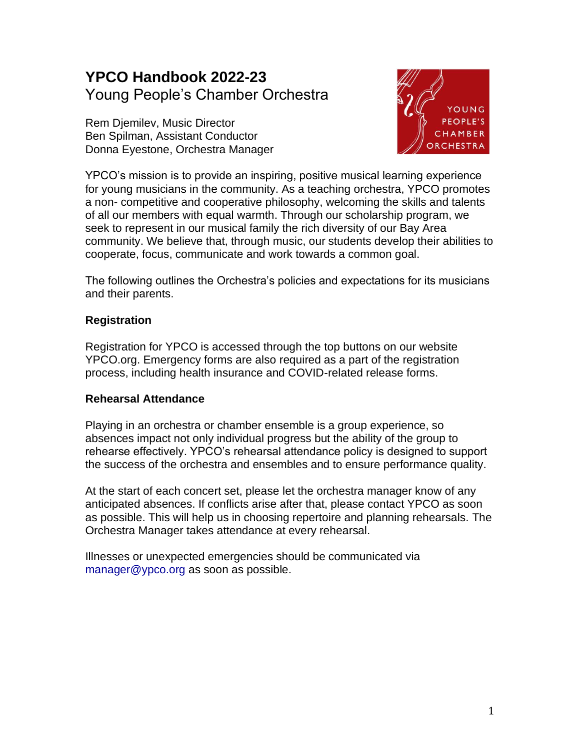# YPCO Handbook 2022-23

Young People's Chamber Orchestra

Rem Djemilev, Music Director
Ben Spilman, Assistant Conductor
Donna Eyestone, Orchestra Manager

YPCO's mission is to provide an inspiring, positive musical learning experience for young musicians in the community. As a teaching orchestra, YPCO promotes a non- competitive and cooperative philosophy, welcoming the skills and talents of all our members with equal warmth. Through our scholarship program, we seek to represent in our musical family the rich diversity of our Bay Area community. We believe that, through music, our students develop their abilities to cooperate, focus, communicate and work towards a common goal.

The following outlines the Orchestra's policies and expectations for its musicians and their parents.

## Registration

Registration for YPCO is accessed through the top buttons on our website YPCO.org. Emergency forms are also required as a part of the registration process, including health insurance and COVID-related release forms.

## Rehearsal Attendance

Playing in an orchestra or chamber ensemble is a group experience, so absences impact not only individual progress but the ability of the group to rehearse effectively. YPCO's rehearsal attendance policy is designed to support the success of the orchestra and ensembles and to ensure performance quality.

At the start of each concert set, please let the orchestra manager know of any anticipated absences. If conflicts arise after that, please contact YPCO as soon as possible. This will help us in choosing repertoire and planning rehearsals. The Orchestra Manager takes attendance at every rehearsal.

Illnesses or unexpected emergencies should be communicated via manager@ypco.org as soon as possible.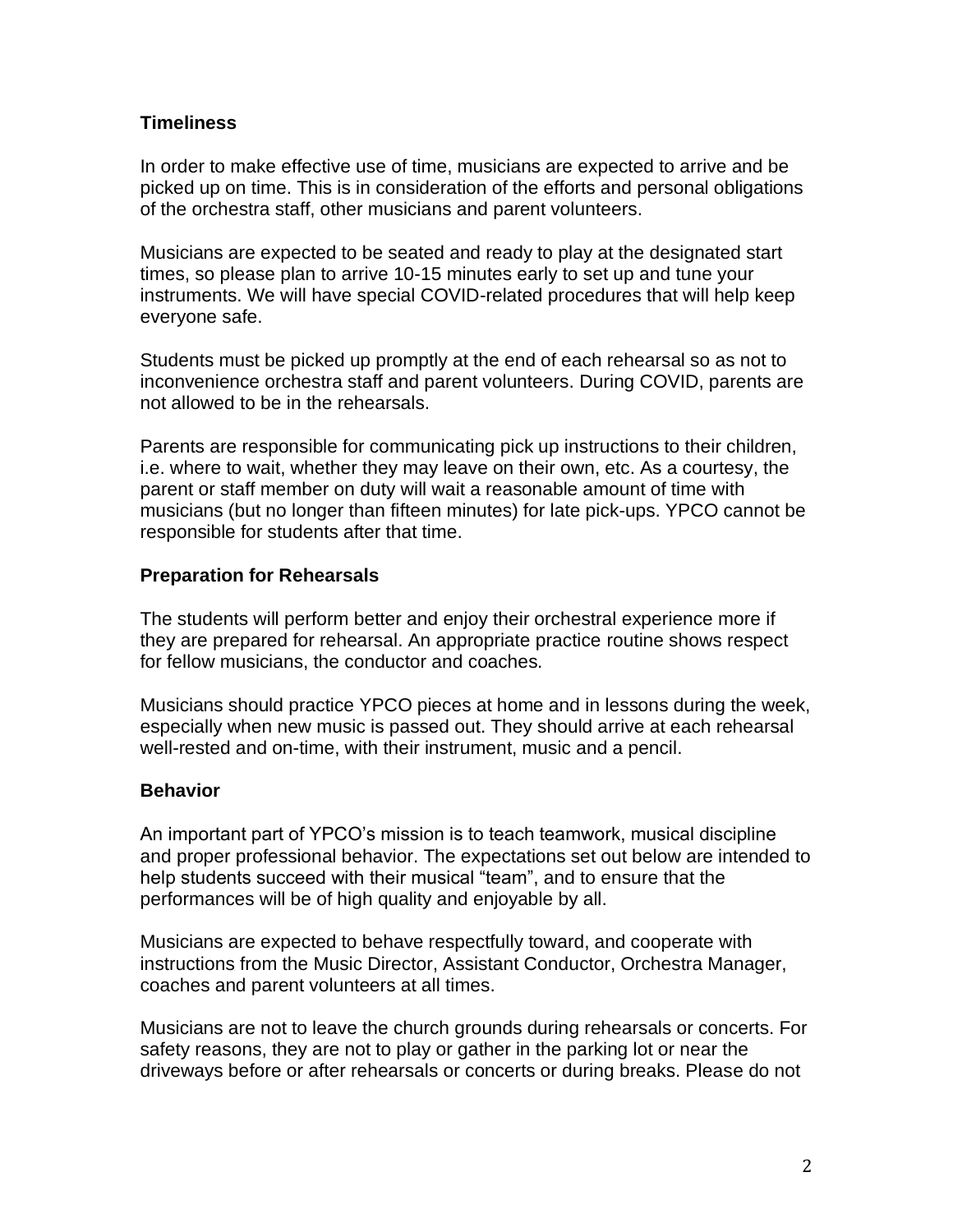**Timeliness**

In order to make effective use of time, musicians are expected to arrive and be picked up on time. This is in consideration of the efforts and personal obligations of the orchestra staff, other musicians and parent volunteers.

Musicians are expected to be seated and ready to play at the designated start times, so please plan to arrive 10-15 minutes early to set up and tune your instruments. We will have special COVID-related procedures that will help keep everyone safe.

Students must be picked up promptly at the end of each rehearsal so as not to inconvenience orchestra staff and parent volunteers. During COVID, parents are not allowed to be in the rehearsals.

Parents are responsible for communicating pick up instructions to their children, i.e. where to wait, whether they may leave on their own, etc. As a courtesy, the parent or staff member on duty will wait a reasonable amount of time with musicians (but no longer than fifteen minutes) for late pick-ups. YPCO cannot be responsible for students after that time.

**Preparation for Rehearsals**

The students will perform better and enjoy their orchestral experience more if they are prepared for rehearsal. An appropriate practice routine shows respect for fellow musicians, the conductor and coaches.

Musicians should practice YPCO pieces at home and in lessons during the week, especially when new music is passed out. They should arrive at each rehearsal well-rested and on-time, with their instrument, music and a pencil.

**Behavior**

An important part of YPCO's mission is to teach teamwork, musical discipline and proper professional behavior. The expectations set out below are intended to help students succeed with their musical "team", and to ensure that the performances will be of high quality and enjoyable by all.

Musicians are expected to behave respectfully toward, and cooperate with instructions from the Music Director, Assistant Conductor, Orchestra Manager, coaches and parent volunteers at all times.

Musicians are not to leave the church grounds during rehearsals or concerts. For safety reasons, they are not to play or gather in the parking lot or near the driveways before or after rehearsals or concerts or during breaks. Please do not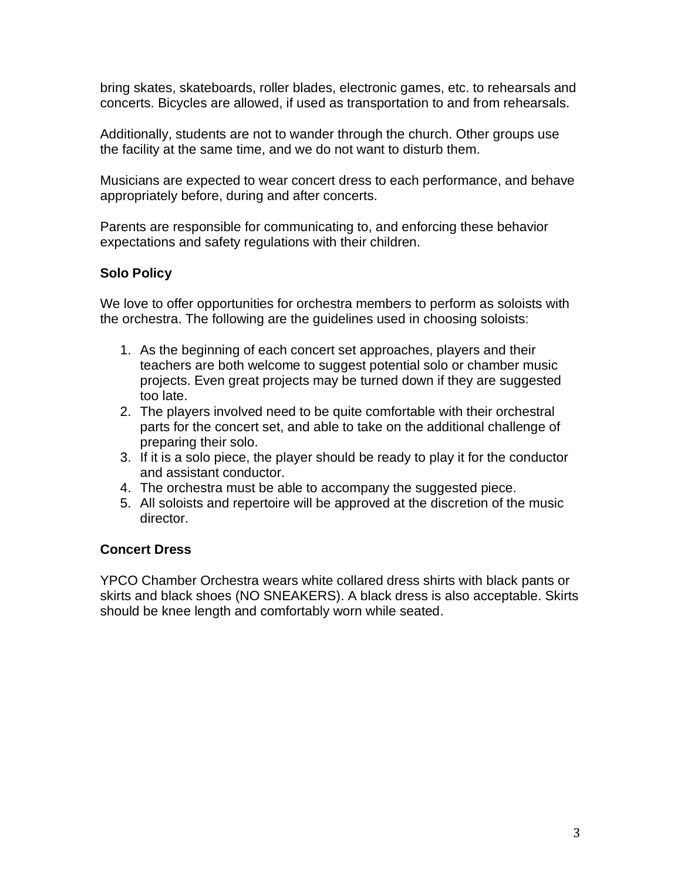bring skates, skateboards, roller blades, electronic games, etc. to rehearsals and concerts. Bicycles are allowed, if used as transportation to and from rehearsals.

Additionally, students are not to wander through the church. Other groups use the facility at the same time, and we do not want to disturb them.

Musicians are expected to wear concert dress to each performance, and behave appropriately before, during and after concerts.

Parents are responsible for communicating to, and enforcing these behavior expectations and safety regulations with their children.

**Solo Policy**

We love to offer opportunities for orchestra members to perform as soloists with the orchestra. The following are the guidelines used in choosing soloists:

1. As the beginning of each concert set approaches, players and their teachers are both welcome to suggest potential solo or chamber music projects. Even great projects may be turned down if they are suggested too late.
2. The players involved need to be quite comfortable with their orchestral parts for the concert set, and able to take on the additional challenge of preparing their solo.
3. If it is a solo piece, the player should be ready to play it for the conductor and assistant conductor.
4. The orchestra must be able to accompany the suggested piece.
5. All soloists and repertoire will be approved at the discretion of the music director.

**Concert Dress**

YPCO Chamber Orchestra wears white collared dress shirts with black pants or skirts and black shoes (NO SNEAKERS). A black dress is also acceptable. Skirts should be knee length and comfortably worn while seated.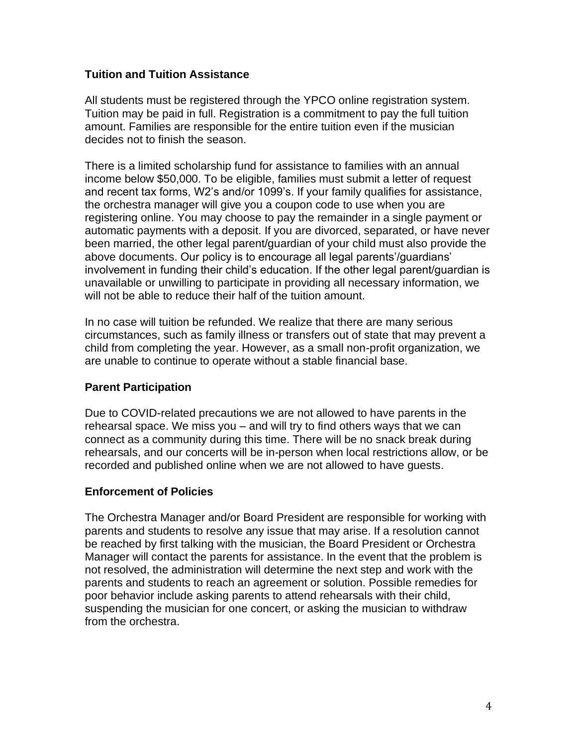### Tuition and Tuition Assistance

All students must be registered through the YPCO online registration system. Tuition may be paid in full. Registration is a commitment to pay the full tuition amount. Families are responsible for the entire tuition even if the musician decides not to finish the season.

There is a limited scholarship fund for assistance to families with an annual income below $50,000. To be eligible, families must submit a letter of request and recent tax forms, W2's and/or 1099's. If your family qualifies for assistance, the orchestra manager will give you a coupon code to use when you are registering online. You may choose to pay the remainder in a single payment or automatic payments with a deposit. If you are divorced, separated, or have never been married, the other legal parent/guardian of your child must also provide the above documents. Our policy is to encourage all legal parents'/guardians' involvement in funding their child's education. If the other legal parent/guardian is unavailable or unwilling to participate in providing all necessary information, we will not be able to reduce their half of the tuition amount.

In no case will tuition be refunded. We realize that there are many serious circumstances, such as family illness or transfers out of state that may prevent a child from completing the year. However, as a small non-profit organization, we are unable to continue to operate without a stable financial base.

### Parent Participation

Due to COVID-related precautions we are not allowed to have parents in the rehearsal space. We miss you – and will try to find others ways that we can connect as a community during this time. There will be no snack break during rehearsals, and our concerts will be in-person when local restrictions allow, or be recorded and published online when we are not allowed to have guests.

### Enforcement of Policies

The Orchestra Manager and/or Board President are responsible for working with parents and students to resolve any issue that may arise. If a resolution cannot be reached by first talking with the musician, the Board President or Orchestra Manager will contact the parents for assistance. In the event that the problem is not resolved, the administration will determine the next step and work with the parents and students to reach an agreement or solution. Possible remedies for poor behavior include asking parents to attend rehearsals with their child, suspending the musician for one concert, or asking the musician to withdraw from the orchestra.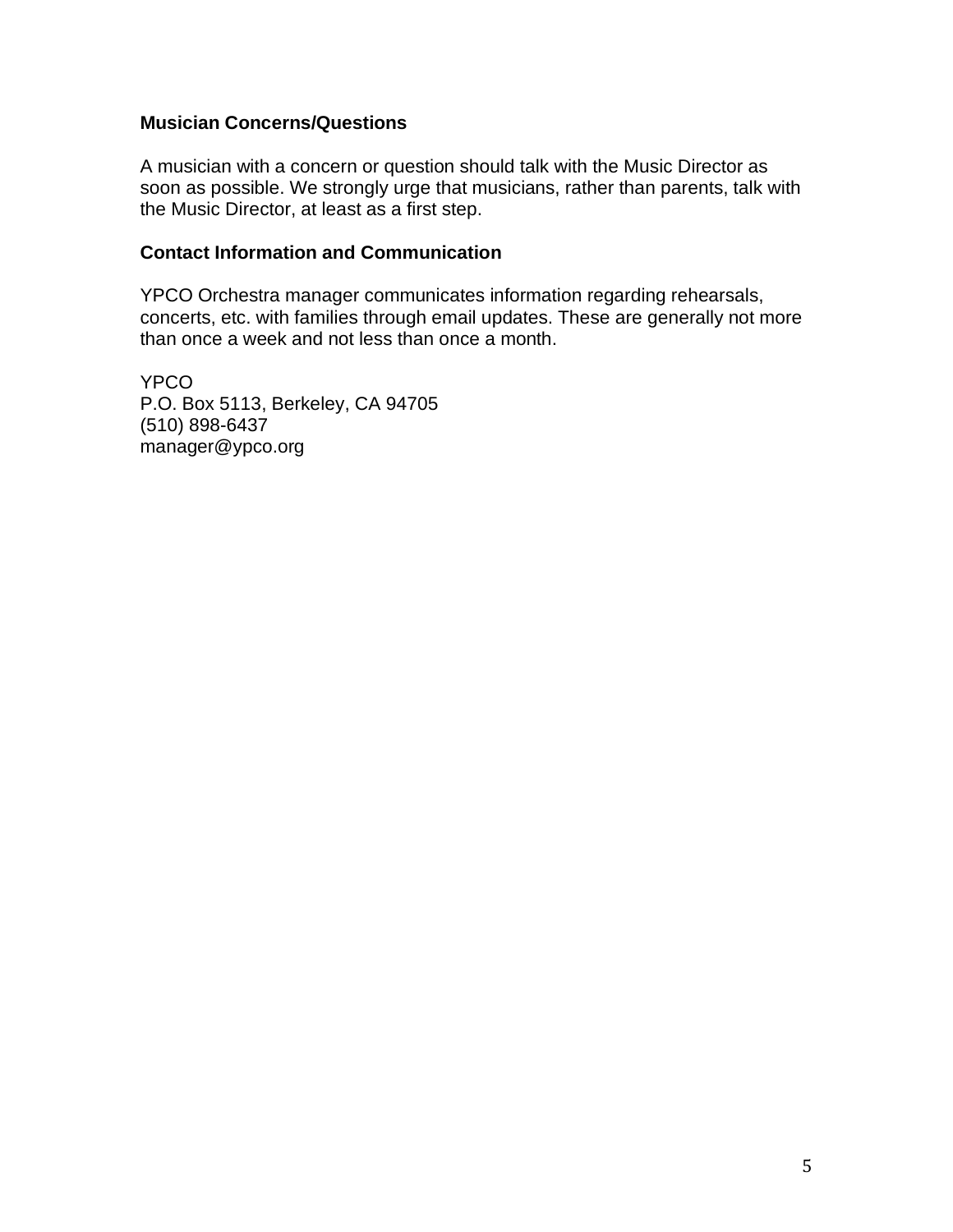### Musician Concerns/Questions

A musician with a concern or question should talk with the Music Director as soon as possible. We strongly urge that musicians, rather than parents, talk with the Music Director, at least as a first step.

### Contact Information and Communication

YPCO Orchestra manager communicates information regarding rehearsals, concerts, etc. with families through email updates. These are generally not more than once a week and not less than once a month.

YPCO
P.O. Box 5113, Berkeley, CA 94705
(510) 898-6437
manager@ypco.org